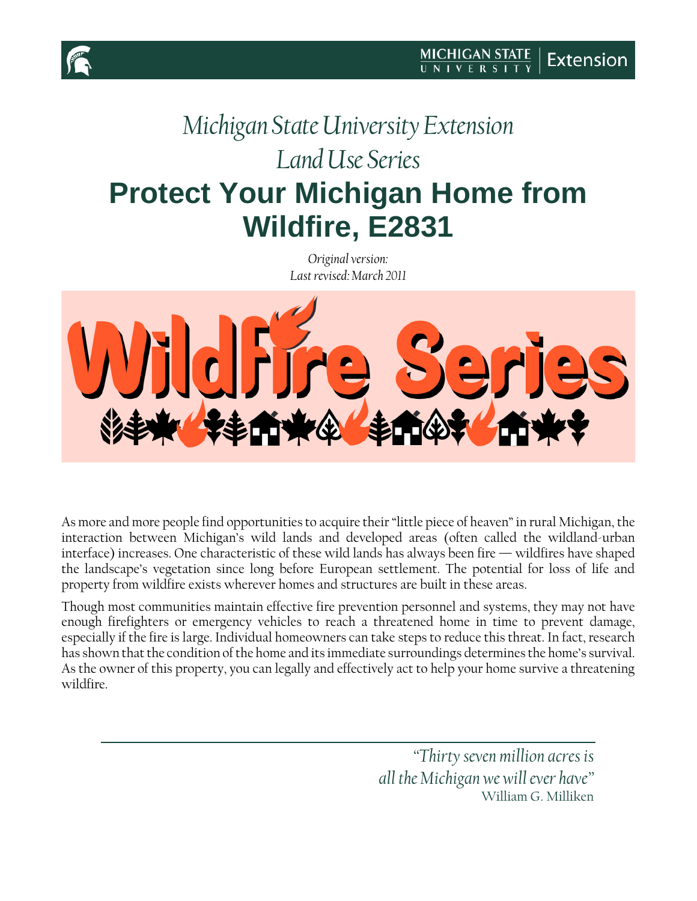*Michigan State University Extension*

*Land Use Series*

# Protect Your Michigan Home from Wildfire, E2831

*Original version:*
*Last revised: March 2011*

Wildfire Series

As more and more people find opportunities to acquire their "little piece of heaven" in rural Michigan, the interaction between Michigan's wild lands and developed areas (often called the wildland-urban interface) increases. One characteristic of these wild lands has always been fire — wildfires have shaped the landscape's vegetation since long before European settlement. The potential for loss of life and property from wildfire exists wherever homes and structures are built in these areas.

Though most communities maintain effective fire prevention personnel and systems, they may not have enough firefighters or emergency vehicles to reach a threatened home in time to prevent damage, especially if the fire is large. Individual homeowners can take steps to reduce this threat. In fact, research has shown that the condition of the home and its immediate surroundings determines the home's survival. As the owner of this property, you can legally and effectively act to help your home survive a threatening wildfire.

---

*"Thirty seven million acres is all the Michigan we will ever have"*
William G. Milliken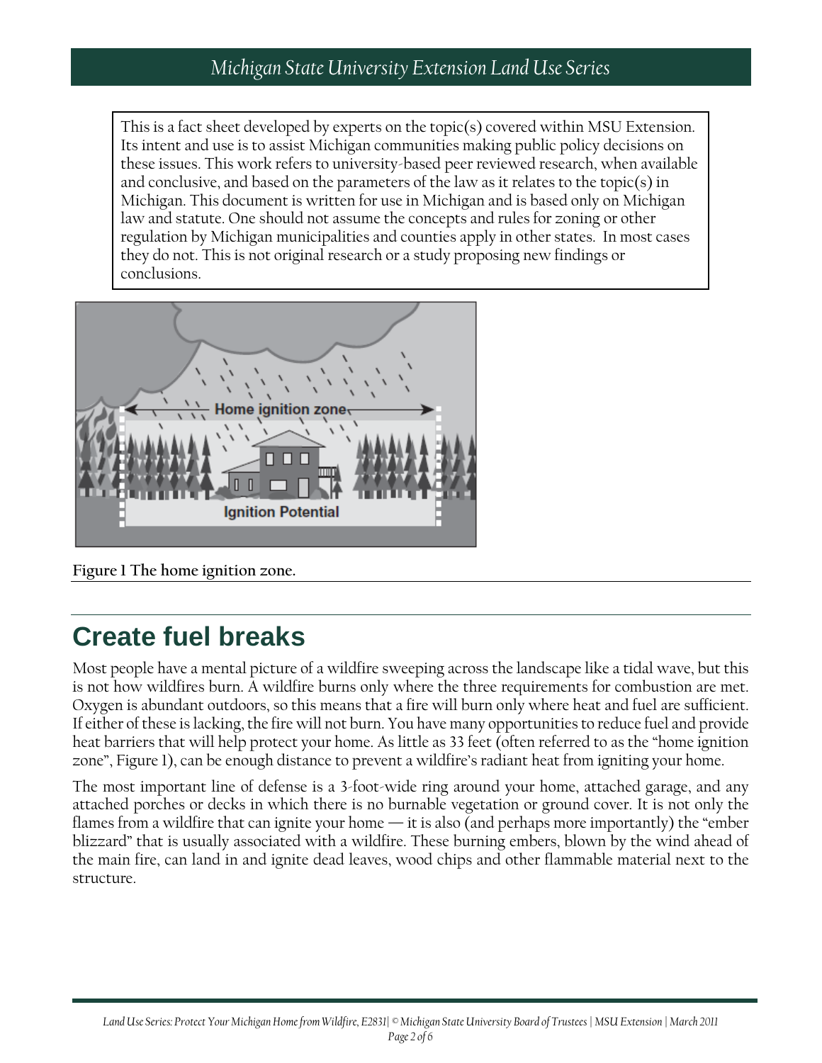This is a fact sheet developed by experts on the topic(s) covered within MSU Extension. Its intent and use is to assist Michigan communities making public policy decisions on these issues. This work refers to university-based peer reviewed research, when available and conclusive, and based on the parameters of the law as it relates to the topic(s) in Michigan. This document is written for use in Michigan and is based only on Michigan law and statute. One should not assume the concepts and rules for zoning or other regulation by Michigan municipalities and counties apply in other states. In most cases they do not. This is not original research or a study proposing new findings or conclusions.

**Figure 1 The home ignition zone.**

## Create fuel breaks

Most people have a mental picture of a wildfire sweeping across the landscape like a tidal wave, but this is not how wildfires burn. A wildfire burns only where the three requirements for combustion are met. Oxygen is abundant outdoors, so this means that a fire will burn only where heat and fuel are sufficient. If either of these is lacking, the fire will not burn. You have many opportunities to reduce fuel and provide heat barriers that will help protect your home. As little as 33 feet (often referred to as the "home ignition zone", Figure 1), can be enough distance to prevent a wildfire's radiant heat from igniting your home.

The most important line of defense is a 3-foot-wide ring around your home, attached garage, and any attached porches or decks in which there is no burnable vegetation or ground cover. It is not only the flames from a wildfire that can ignite your home — it is also (and perhaps more importantly) the "ember blizzard" that is usually associated with a wildfire. These burning embers, blown by the wind ahead of the main fire, can land in and ignite dead leaves, wood chips and other flammable material next to the structure.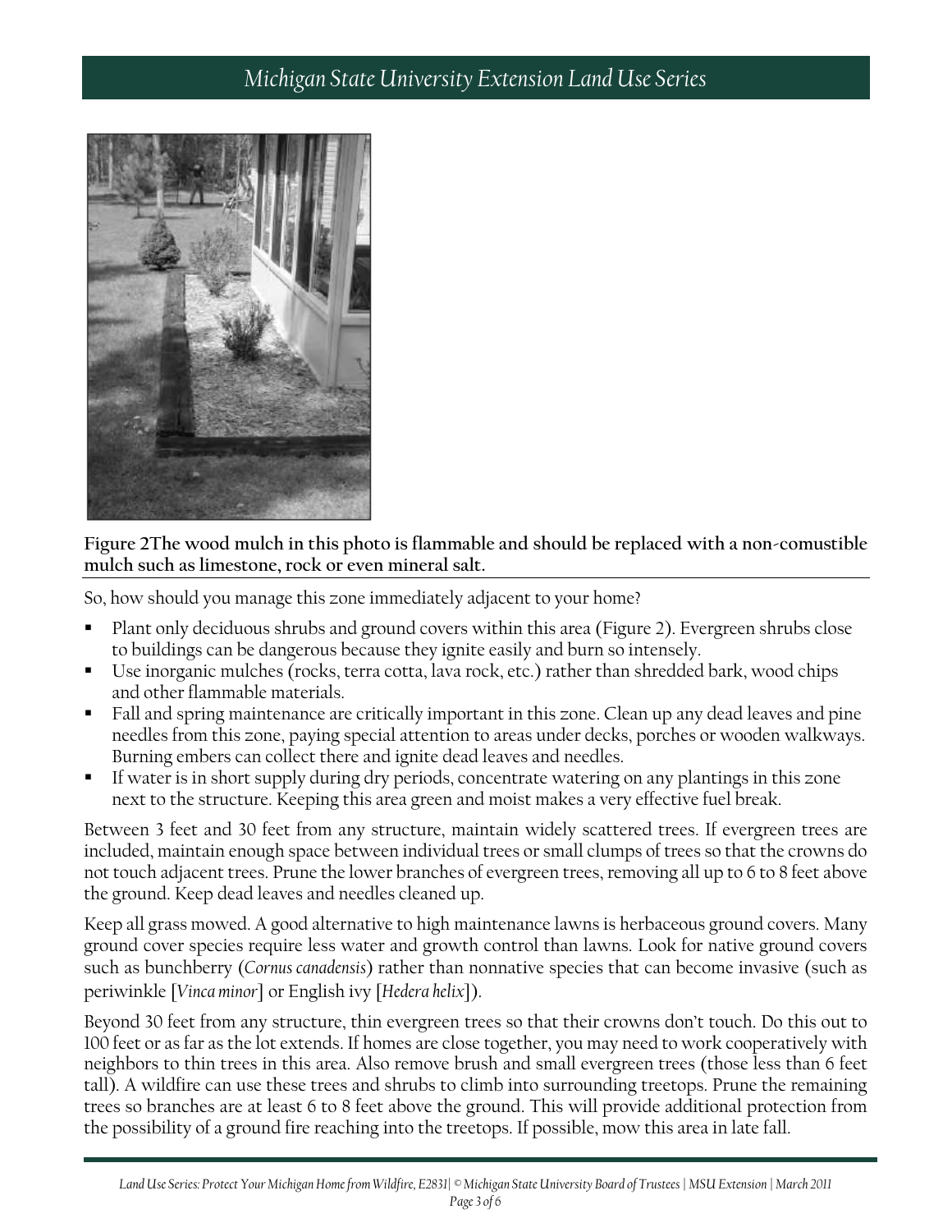**Figure 2The wood mulch in this photo is flammable and should be replaced with a non-comustible mulch such as limestone, rock or even mineral salt.**

So, how should you manage this zone immediately adjacent to your home?

- Plant only deciduous shrubs and ground covers within this area (Figure 2). Evergreen shrubs close to buildings can be dangerous because they ignite easily and burn so intensely.
- Use inorganic mulches (rocks, terra cotta, lava rock, etc.) rather than shredded bark, wood chips and other flammable materials.
- Fall and spring maintenance are critically important in this zone. Clean up any dead leaves and pine needles from this zone, paying special attention to areas under decks, porches or wooden walkways. Burning embers can collect there and ignite dead leaves and needles.
- If water is in short supply during dry periods, concentrate watering on any plantings in this zone next to the structure. Keeping this area green and moist makes a very effective fuel break.

Between 3 feet and 30 feet from any structure, maintain widely scattered trees. If evergreen trees are included, maintain enough space between individual trees or small clumps of trees so that the crowns do not touch adjacent trees. Prune the lower branches of evergreen trees, removing all up to 6 to 8 feet above the ground. Keep dead leaves and needles cleaned up.

Keep all grass mowed. A good alternative to high maintenance lawns is herbaceous ground covers. Many ground cover species require less water and growth control than lawns. Look for native ground covers such as bunchberry (*Cornus canadensis*) rather than nonnative species that can become invasive (such as periwinkle [*Vinca minor*] or English ivy [*Hedera helix*]).

Beyond 30 feet from any structure, thin evergreen trees so that their crowns don't touch. Do this out to 100 feet or as far as the lot extends. If homes are close together, you may need to work cooperatively with neighbors to thin trees in this area. Also remove brush and small evergreen trees (those less than 6 feet tall). A wildfire can use these trees and shrubs to climb into surrounding treetops. Prune the remaining trees so branches are at least 6 to 8 feet above the ground. This will provide additional protection from the possibility of a ground fire reaching into the treetops. If possible, mow this area in late fall.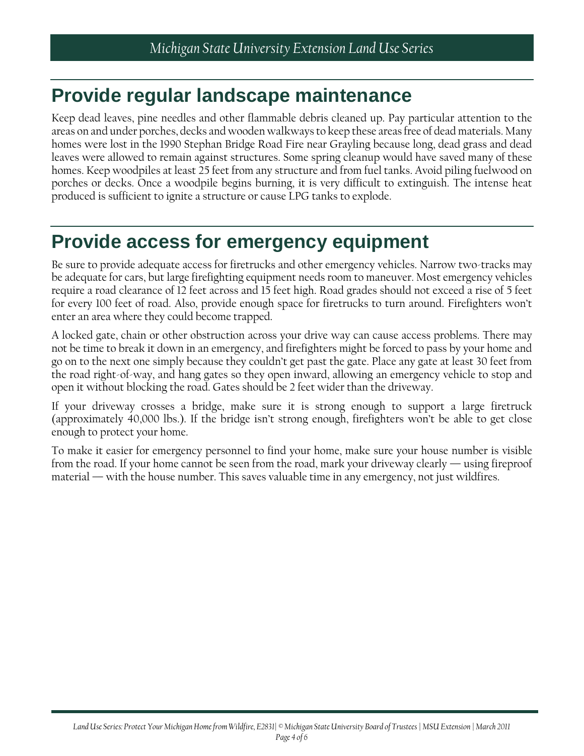## Provide regular landscape maintenance

Keep dead leaves, pine needles and other flammable debris cleaned up. Pay particular attention to the areas on and under porches, decks and wooden walkways to keep these areas free of dead materials. Many homes were lost in the 1990 Stephan Bridge Road Fire near Grayling because long, dead grass and dead leaves were allowed to remain against structures. Some spring cleanup would have saved many of these homes. Keep woodpiles at least 25 feet from any structure and from fuel tanks. Avoid piling fuelwood on porches or decks. Once a woodpile begins burning, it is very difficult to extinguish. The intense heat produced is sufficient to ignite a structure or cause LPG tanks to explode.

## Provide access for emergency equipment

Be sure to provide adequate access for firetrucks and other emergency vehicles. Narrow two-tracks may be adequate for cars, but large firefighting equipment needs room to maneuver. Most emergency vehicles require a road clearance of 12 feet across and 15 feet high. Road grades should not exceed a rise of 5 feet for every 100 feet of road. Also, provide enough space for firetrucks to turn around. Firefighters won't enter an area where they could become trapped.

A locked gate, chain or other obstruction across your drive way can cause access problems. There may not be time to break it down in an emergency, and firefighters might be forced to pass by your home and go on to the next one simply because they couldn't get past the gate. Place any gate at least 30 feet from the road right-of-way, and hang gates so they open inward, allowing an emergency vehicle to stop and open it without blocking the road. Gates should be 2 feet wider than the driveway.

If your driveway crosses a bridge, make sure it is strong enough to support a large firetruck (approximately 40,000 lbs.). If the bridge isn't strong enough, firefighters won't be able to get close enough to protect your home.

To make it easier for emergency personnel to find your home, make sure your house number is visible from the road. If your home cannot be seen from the road, mark your driveway clearly — using fireproof material — with the house number. This saves valuable time in any emergency, not just wildfires.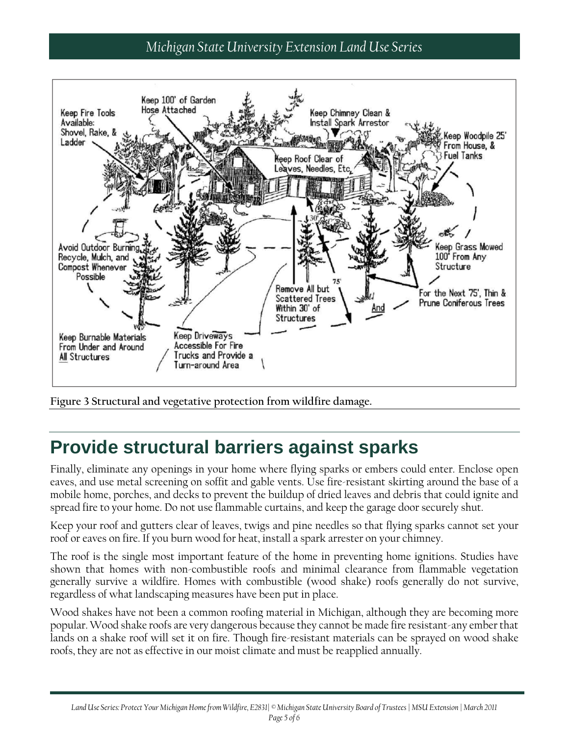Figure 3 Structural and vegetative protection from wildfire damage.

## Provide structural barriers against sparks

Finally, eliminate any openings in your home where flying sparks or embers could enter. Enclose open eaves, and use metal screening on soffit and gable vents. Use fire-resistant skirting around the base of a mobile home, porches, and decks to prevent the buildup of dried leaves and debris that could ignite and spread fire to your home. Do not use flammable curtains, and keep the garage door securely shut.

Keep your roof and gutters clear of leaves, twigs and pine needles so that flying sparks cannot set your roof or eaves on fire. If you burn wood for heat, install a spark arrester on your chimney.

The roof is the single most important feature of the home in preventing home ignitions. Studies have shown that homes with non-combustible roofs and minimal clearance from flammable vegetation generally survive a wildfire. Homes with combustible (wood shake) roofs generally do not survive, regardless of what landscaping measures have been put in place.

Wood shakes have not been a common roofing material in Michigan, although they are becoming more popular. Wood shake roofs are very dangerous because they cannot be made fire resistant-any ember that lands on a shake roof will set it on fire. Though fire-resistant materials can be sprayed on wood shake roofs, they are not as effective in our moist climate and must be reapplied annually.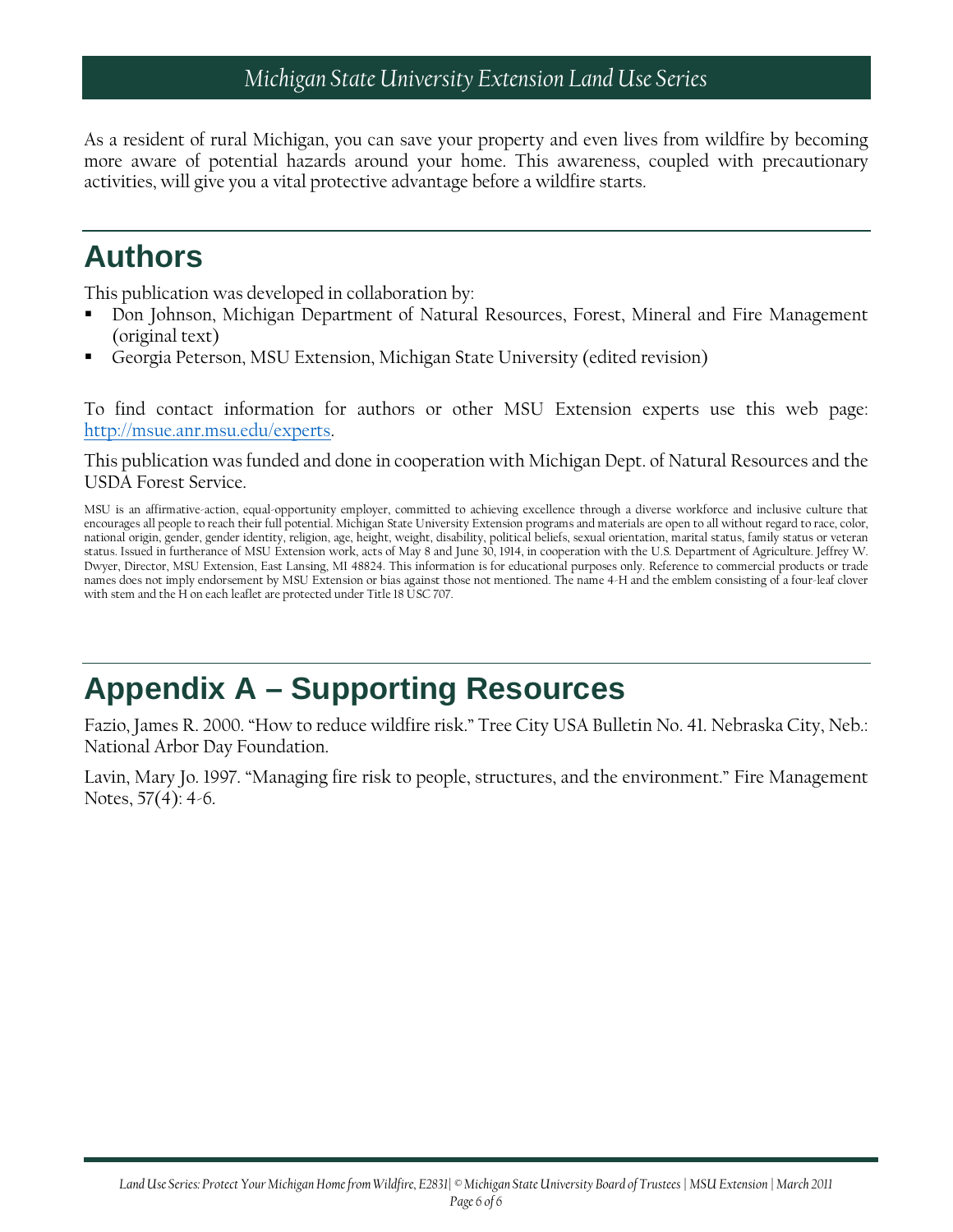As a resident of rural Michigan, you can save your property and even lives from wildfire by becoming more aware of potential hazards around your home. This awareness, coupled with precautionary activities, will give you a vital protective advantage before a wildfire starts.

## Authors

This publication was developed in collaboration by:

- Don Johnson, Michigan Department of Natural Resources, Forest, Mineral and Fire Management (original text)
- Georgia Peterson, MSU Extension, Michigan State University (edited revision)

To find contact information for authors or other MSU Extension experts use this web page: http://msue.anr.msu.edu/experts.

This publication was funded and done in cooperation with Michigan Dept. of Natural Resources and the USDA Forest Service.

MSU is an affirmative-action, equal-opportunity employer, committed to achieving excellence through a diverse workforce and inclusive culture that encourages all people to reach their full potential. Michigan State University Extension programs and materials are open to all without regard to race, color, national origin, gender, gender identity, religion, age, height, weight, disability, political beliefs, sexual orientation, marital status, family status or veteran status. Issued in furtherance of MSU Extension work, acts of May 8 and June 30, 1914, in cooperation with the U.S. Department of Agriculture. Jeffrey W. Dwyer, Director, MSU Extension, East Lansing, MI 48824. This information is for educational purposes only. Reference to commercial products or trade names does not imply endorsement by MSU Extension or bias against those not mentioned. The name 4-H and the emblem consisting of a four-leaf clover with stem and the H on each leaflet are protected under Title 18 USC 707.

## Appendix A – Supporting Resources

Fazio, James R. 2000. "How to reduce wildfire risk." Tree City USA Bulletin No. 41. Nebraska City, Neb.: National Arbor Day Foundation.

Lavin, Mary Jo. 1997. "Managing fire risk to people, structures, and the environment." Fire Management Notes, 57(4): 4-6.